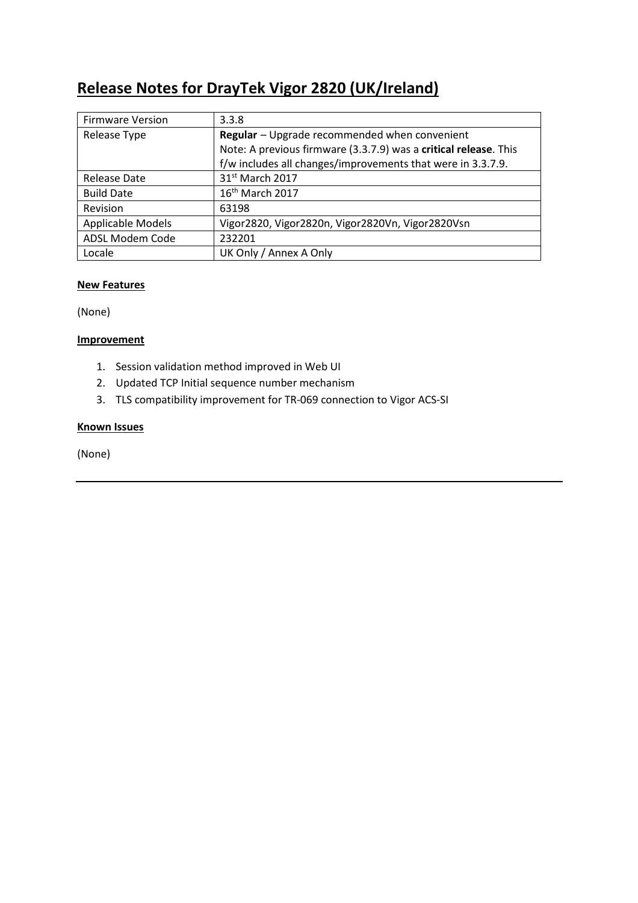# Release Notes for DrayTek Vigor 2820 (UK/Ireland)

| Firmware Version | 3.3.8 |
| --- | --- |
| Release Type | **Regular** – Upgrade recommended when convenient<br>Note: A previous firmware (3.3.7.9) was a **critical release**. This f/w includes all changes/improvements that were in 3.3.7.9. |
| Release Date | 31st March 2017 |
| Build Date | 16th March 2017 |
| Revision | 63198 |
| Applicable Models | Vigor2820, Vigor2820n, Vigor2820Vn, Vigor2820Vsn |
| ADSL Modem Code | 232201 |
| Locale | UK Only / Annex A Only |

**New Features**

(None)

**Improvement**

1. Session validation method improved in Web UI
2. Updated TCP Initial sequence number mechanism
3. TLS compatibility improvement for TR-069 connection to Vigor ACS-SI

**Known Issues**

(None)

---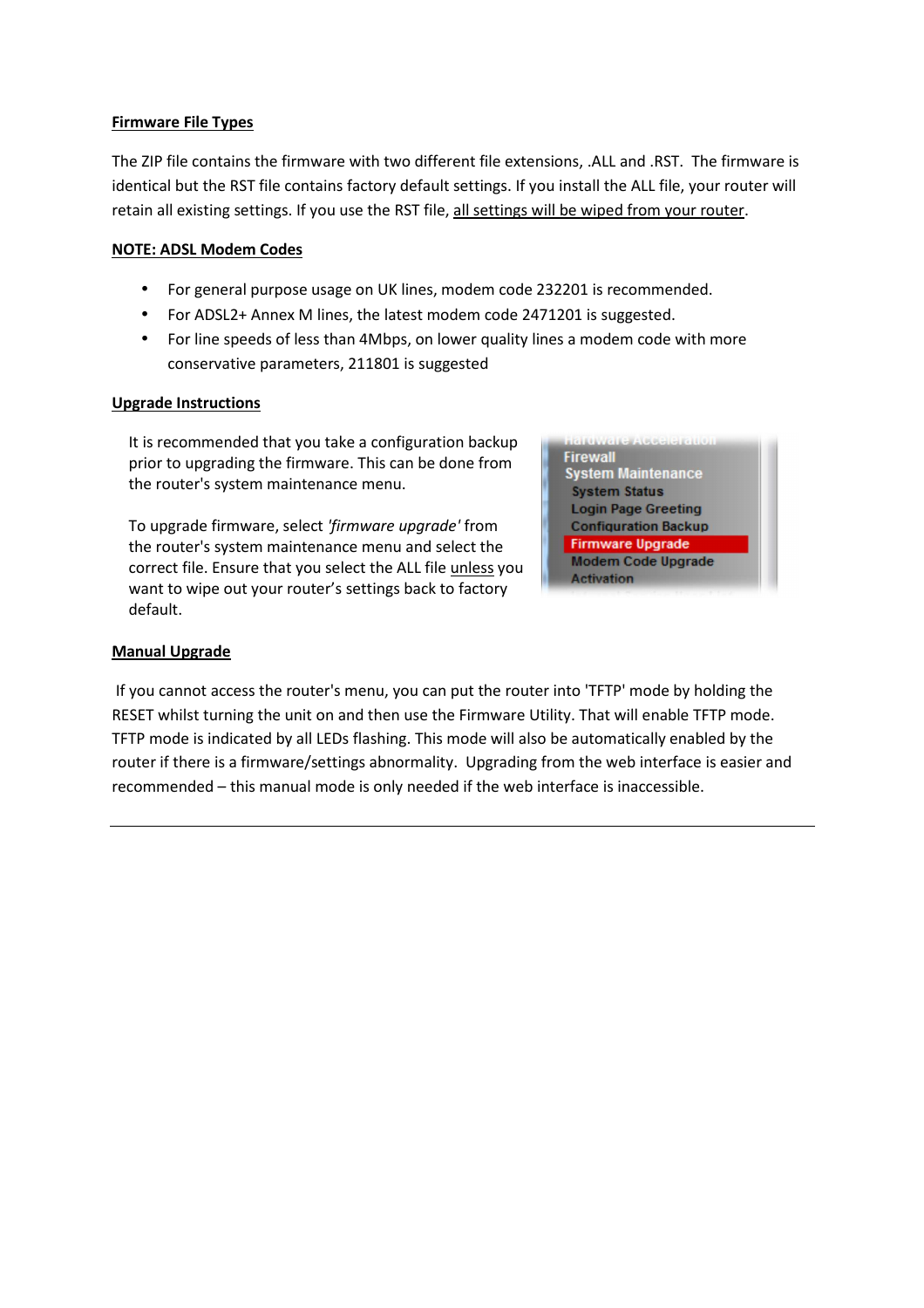**Firmware File Types**

The ZIP file contains the firmware with two different file extensions, .ALL and .RST. The firmware is identical but the RST file contains factory default settings. If you install the ALL file, your router will retain all existing settings. If you use the RST file, all settings will be wiped from your router.

**NOTE: ADSL Modem Codes**

- For general purpose usage on UK lines, modem code 232201 is recommended.
- For ADSL2+ Annex M lines, the latest modem code 2471201 is suggested.
- For line speeds of less than 4Mbps, on lower quality lines a modem code with more conservative parameters, 211801 is suggested

**Upgrade Instructions**

It is recommended that you take a configuration backup prior to upgrading the firmware. This can be done from the router's system maintenance menu.

To upgrade firmware, select *'firmware upgrade'* from the router's system maintenance menu and select the correct file. Ensure that you select the ALL file unless you want to wipe out your router's settings back to factory default.

**Manual Upgrade**

If you cannot access the router's menu, you can put the router into 'TFTP' mode by holding the RESET whilst turning the unit on and then use the Firmware Utility. That will enable TFTP mode. TFTP mode is indicated by all LEDs flashing. This mode will also be automatically enabled by the router if there is a firmware/settings abnormality. Upgrading from the web interface is easier and recommended – this manual mode is only needed if the web interface is inaccessible.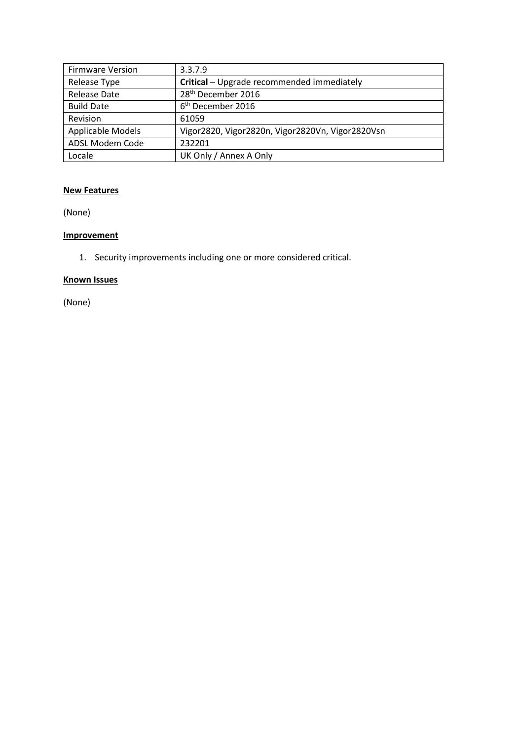| Firmware Version | 3.3.7.9 |
|---|---|
| Release Type | **Critical** – Upgrade recommended immediately |
| Release Date | 28th December 2016 |
| Build Date | 6th December 2016 |
| Revision | 61059 |
| Applicable Models | Vigor2820, Vigor2820n, Vigor2820Vn, Vigor2820Vsn |
| ADSL Modem Code | 232201 |
| Locale | UK Only / Annex A Only |

**New Features**

(None)

**Improvement**

1. Security improvements including one or more considered critical.

**Known Issues**

(None)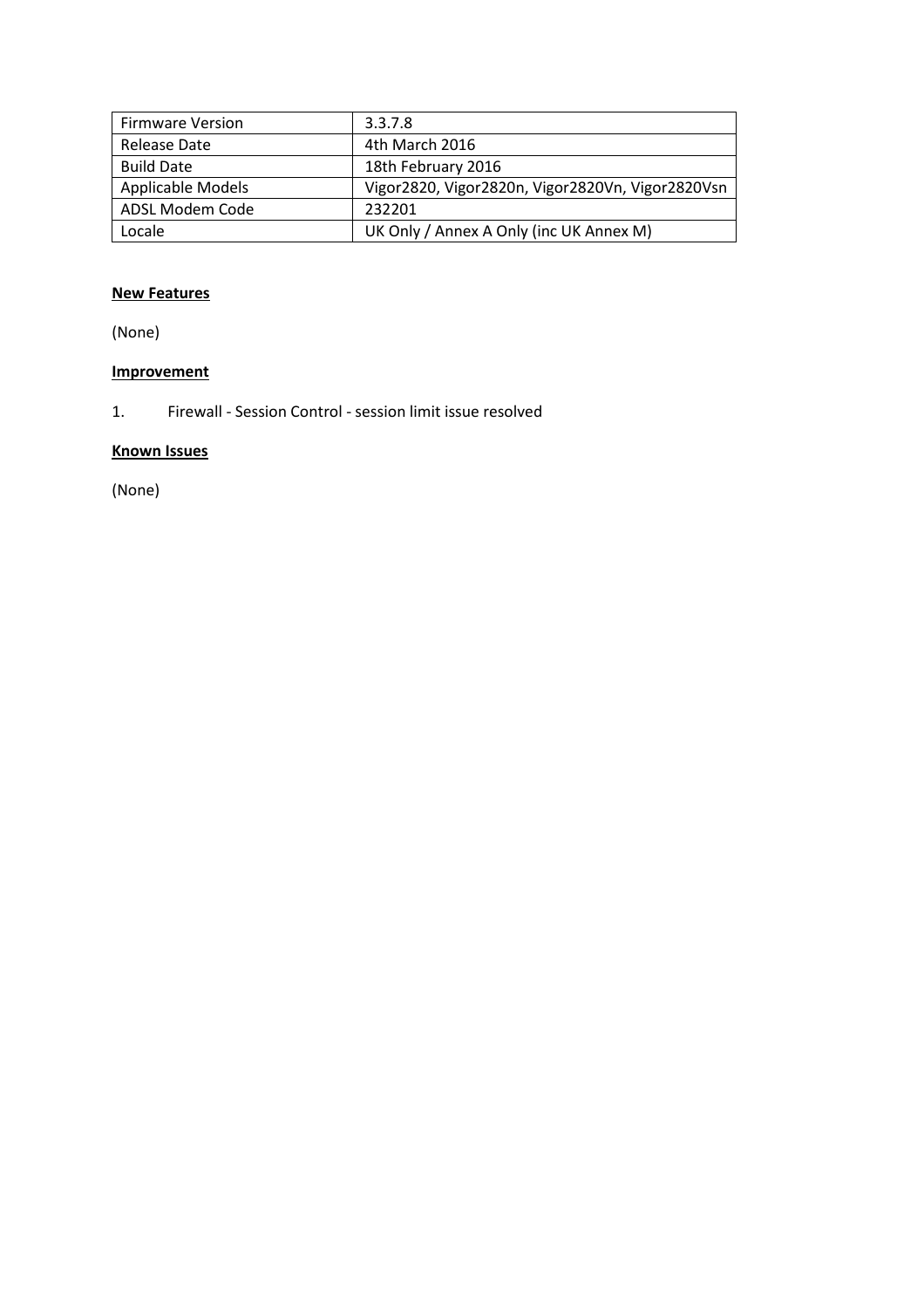| Firmware Version | 3.3.7.8 |
| --- | --- |
| Release Date | 4th March 2016 |
| Build Date | 18th February 2016 |
| Applicable Models | Vigor2820, Vigor2820n, Vigor2820Vn, Vigor2820Vsn |
| ADSL Modem Code | 232201 |
| Locale | UK Only / Annex A Only (inc UK Annex M) |

**New Features**

(None)

**Improvement**

1. Firewall - Session Control - session limit issue resolved

**Known Issues**

(None)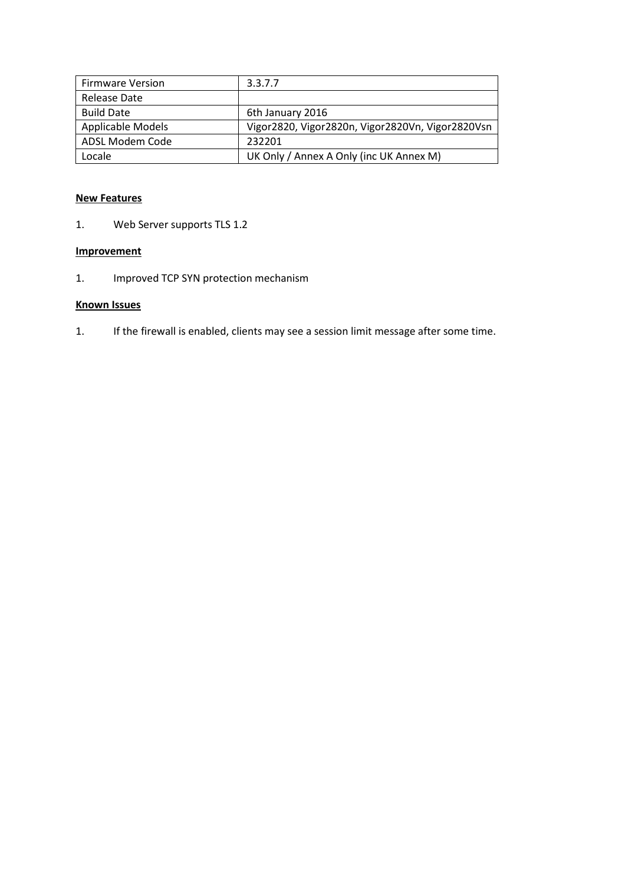| Firmware Version | 3.3.7.7 |
| --- | --- |
| Release Date | |
| Build Date | 6th January 2016 |
| Applicable Models | Vigor2820, Vigor2820n, Vigor2820Vn, Vigor2820Vsn |
| ADSL Modem Code | 232201 |
| Locale | UK Only / Annex A Only (inc UK Annex M) |

**New Features**

1. Web Server supports TLS 1.2

**Improvement**

1. Improved TCP SYN protection mechanism

**Known Issues**

1. If the firewall is enabled, clients may see a session limit message after some time.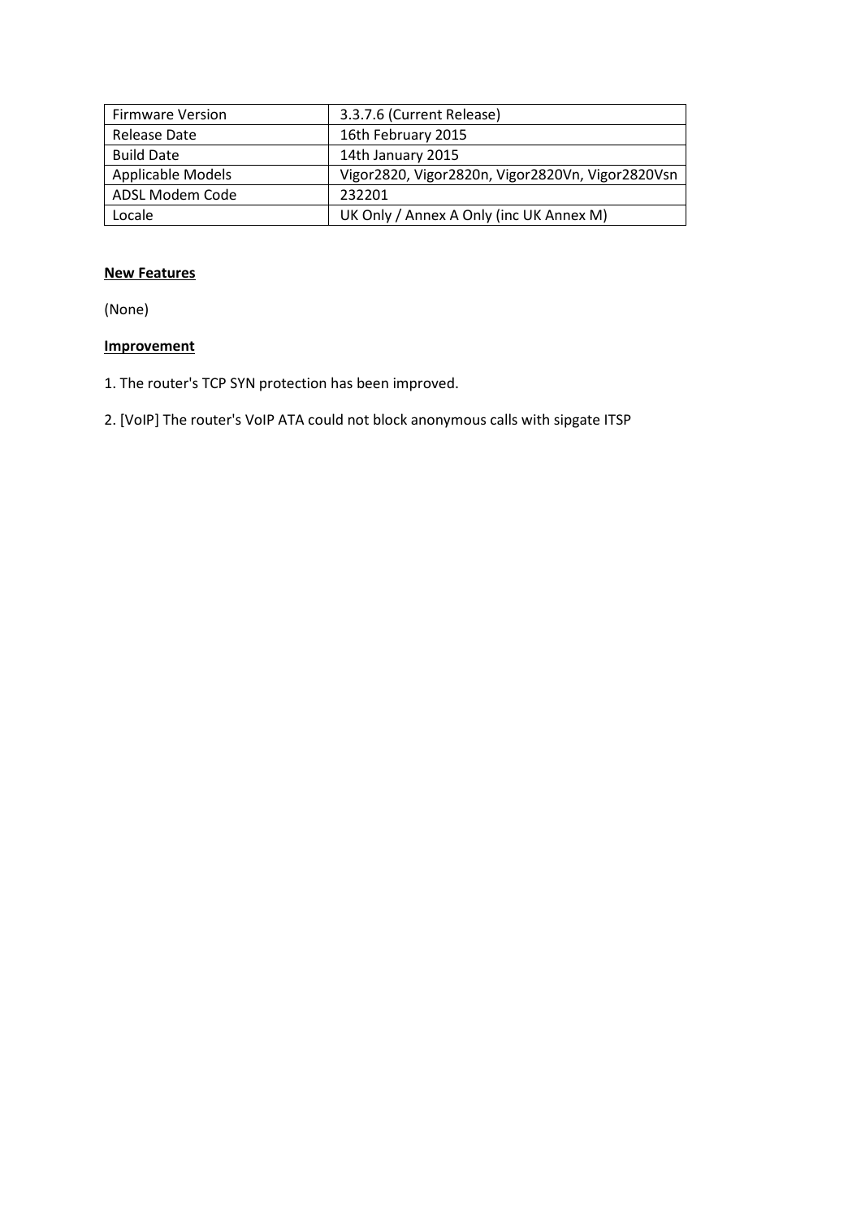| Firmware Version | 3.3.7.6 (Current Release) |
| --- | --- |
| Release Date | 16th February 2015 |
| Build Date | 14th January 2015 |
| Applicable Models | Vigor2820, Vigor2820n, Vigor2820Vn, Vigor2820Vsn |
| ADSL Modem Code | 232201 |
| Locale | UK Only / Annex A Only (inc UK Annex M) |

**New Features**

(None)

**Improvement**

1. The router's TCP SYN protection has been improved.

2. [VoIP] The router's VoIP ATA could not block anonymous calls with sipgate ITSP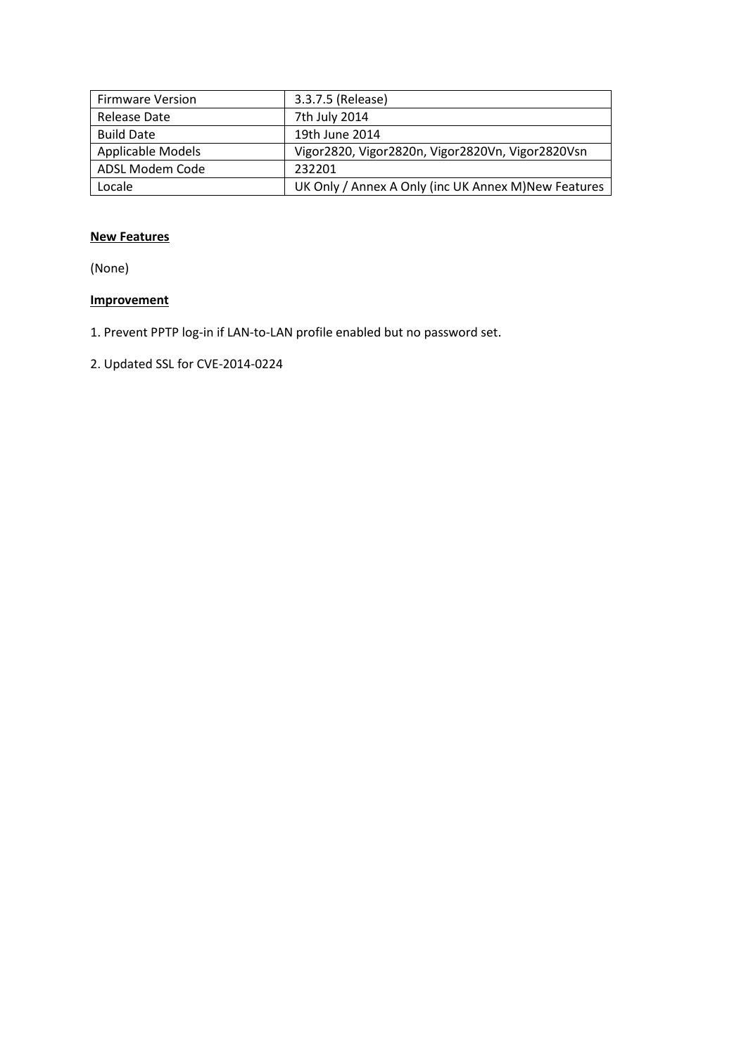| Firmware Version | 3.3.7.5 (Release) |
| --- | --- |
| Release Date | 7th July 2014 |
| Build Date | 19th June 2014 |
| Applicable Models | Vigor2820, Vigor2820n, Vigor2820Vn, Vigor2820Vsn |
| ADSL Modem Code | 232201 |
| Locale | UK Only / Annex A Only (inc UK Annex M)New Features |

**New Features**

(None)

**Improvement**

1. Prevent PPTP log-in if LAN-to-LAN profile enabled but no password set.

2. Updated SSL for CVE-2014-0224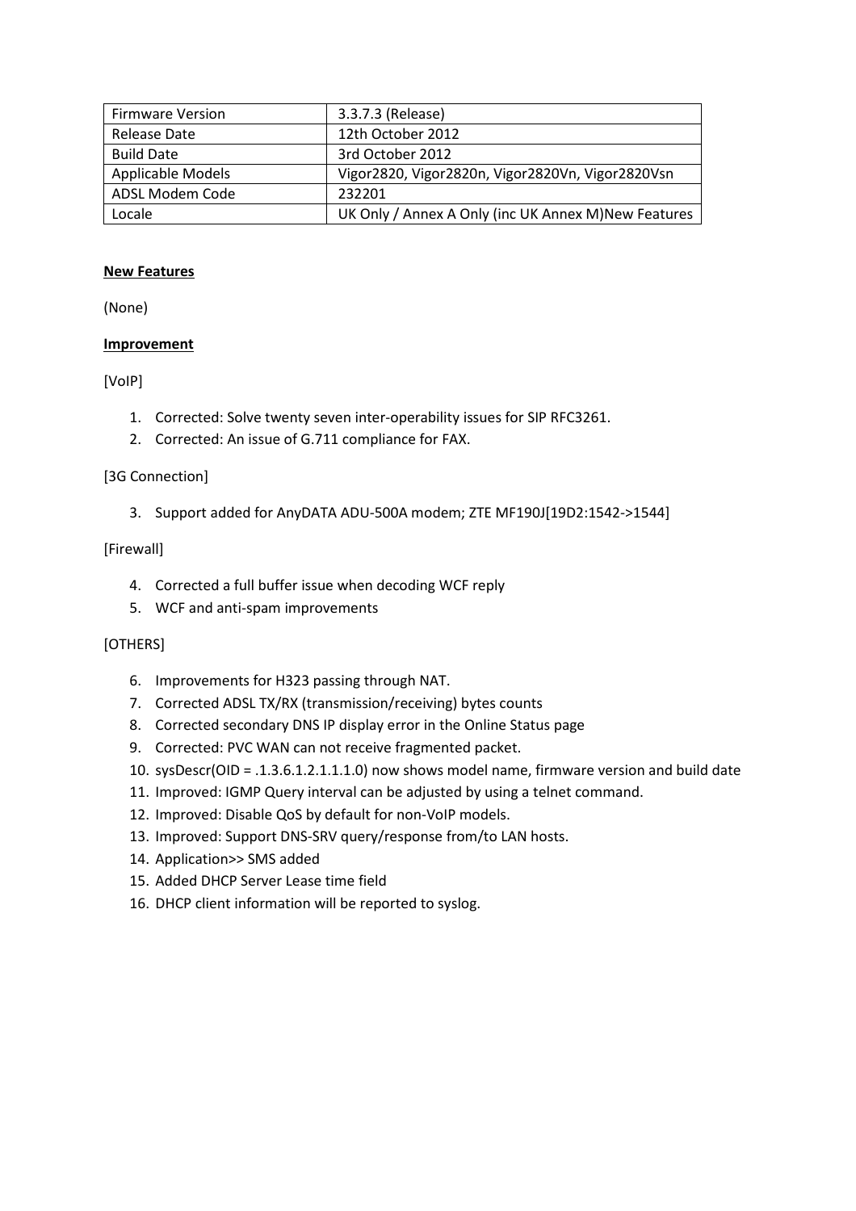| Firmware Version | 3.3.7.3 (Release) |
|---|---|
| Release Date | 12th October 2012 |
| Build Date | 3rd October 2012 |
| Applicable Models | Vigor2820, Vigor2820n, Vigor2820Vn, Vigor2820Vsn |
| ADSL Modem Code | 232201 |
| Locale | UK Only / Annex A Only (inc UK Annex M)New Features |

**New Features**

(None)

**Improvement**

[VoIP]

1. Corrected: Solve twenty seven inter-operability issues for SIP RFC3261.
2. Corrected: An issue of G.711 compliance for FAX.

[3G Connection]

3. Support added for AnyDATA ADU-500A modem; ZTE MF190J[19D2:1542->1544]

[Firewall]

4. Corrected a full buffer issue when decoding WCF reply
5. WCF and anti-spam improvements

[OTHERS]

6. Improvements for H323 passing through NAT.
7. Corrected ADSL TX/RX (transmission/receiving) bytes counts
8. Corrected secondary DNS IP display error in the Online Status page
9. Corrected: PVC WAN can not receive fragmented packet.
10. sysDescr(OID = .1.3.6.1.2.1.1.1.0) now shows model name, firmware version and build date
11. Improved: IGMP Query interval can be adjusted by using a telnet command.
12. Improved: Disable QoS by default for non-VoIP models.
13. Improved: Support DNS-SRV query/response from/to LAN hosts.
14. Application>> SMS added
15. Added DHCP Server Lease time field
16. DHCP client information will be reported to syslog.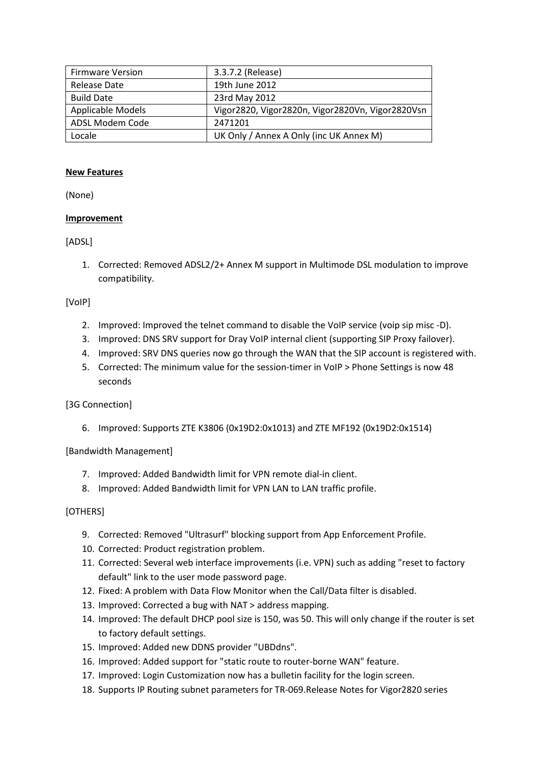| Firmware Version | 3.3.7.2 (Release) |
| --- | --- |
| Release Date | 19th June 2012 |
| Build Date | 23rd May 2012 |
| Applicable Models | Vigor2820, Vigor2820n, Vigor2820Vn, Vigor2820Vsn |
| ADSL Modem Code | 2471201 |
| Locale | UK Only / Annex A Only (inc UK Annex M) |

**New Features**

(None)

**Improvement**

[ADSL]

1. Corrected: Removed ADSL2/2+ Annex M support in Multimode DSL modulation to improve compatibility.

[VoIP]

2. Improved: Improved the telnet command to disable the VoIP service (voip sip misc -D).
3. Improved: DNS SRV support for Dray VoIP internal client (supporting SIP Proxy failover).
4. Improved: SRV DNS queries now go through the WAN that the SIP account is registered with.
5. Corrected: The minimum value for the session-timer in VoIP > Phone Settings is now 48 seconds

[3G Connection]

6. Improved: Supports ZTE K3806 (0x19D2:0x1013) and ZTE MF192 (0x19D2:0x1514)

[Bandwidth Management]

7. Improved: Added Bandwidth limit for VPN remote dial-in client.
8. Improved: Added Bandwidth limit for VPN LAN to LAN traffic profile.

[OTHERS]

9. Corrected: Removed "Ultrasurf" blocking support from App Enforcement Profile.
10. Corrected: Product registration problem.
11. Corrected: Several web interface improvements (i.e. VPN) such as adding "reset to factory default" link to the user mode password page.
12. Fixed: A problem with Data Flow Monitor when the Call/Data filter is disabled.
13. Improved: Corrected a bug with NAT > address mapping.
14. Improved: The default DHCP pool size is 150, was 50. This will only change if the router is set to factory default settings.
15. Improved: Added new DDNS provider "UBDdns".
16. Improved: Added support for "static route to router-borne WAN" feature.
17. Improved: Login Customization now has a bulletin facility for the login screen.
18. Supports IP Routing subnet parameters for TR-069.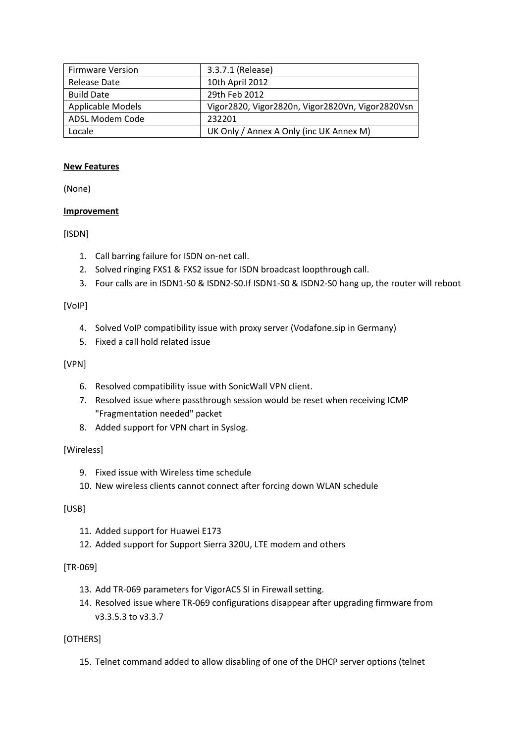| Firmware Version | 3.3.7.1 (Release) |
|---|---|
| Release Date | 10th April 2012 |
| Build Date | 29th Feb 2012 |
| Applicable Models | Vigor2820, Vigor2820n, Vigor2820Vn, Vigor2820Vsn |
| ADSL Modem Code | 232201 |
| Locale | UK Only / Annex A Only (inc UK Annex M) |

**New Features**

(None)

**Improvement**

[ISDN]

1. Call barring failure for ISDN on-net call.
2. Solved ringing FXS1 & FXS2 issue for ISDN broadcast loopthrough call.
3. Four calls are in ISDN1-S0 & ISDN2-S0.If ISDN1-S0 & ISDN2-S0 hang up, the router will reboot

[VoIP]

4. Solved VoIP compatibility issue with proxy server (Vodafone.sip in Germany)
5. Fixed a call hold related issue

[VPN]

6. Resolved compatibility issue with SonicWall VPN client.
7. Resolved issue where passthrough session would be reset when receiving ICMP "Fragmentation needed" packet
8. Added support for VPN chart in Syslog.

[Wireless]

9. Fixed issue with Wireless time schedule
10. New wireless clients cannot connect after forcing down WLAN schedule

[USB]

11. Added support for Huawei E173
12. Added support for Support Sierra 320U, LTE modem and others

[TR-069]

13. Add TR-069 parameters for VigorACS SI in Firewall setting.
14. Resolved issue where TR-069 configurations disappear after upgrading firmware from v3.3.5.3 to v3.3.7

[OTHERS]

15. Telnet command added to allow disabling of one of the DHCP server options (telnet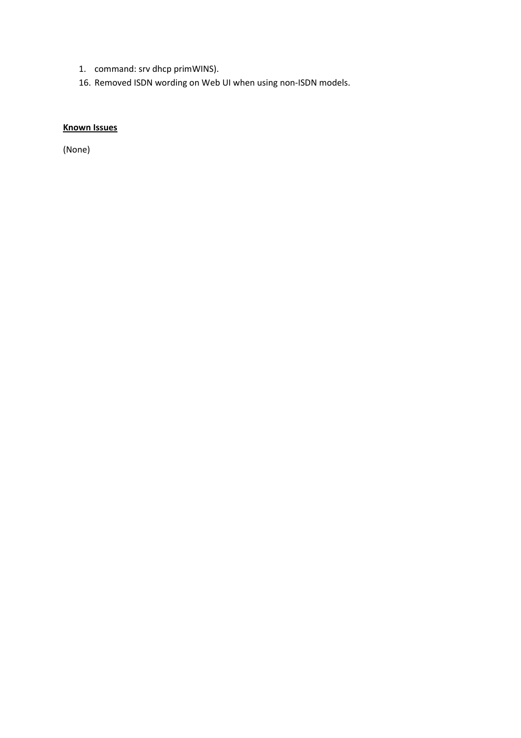1. command: srv dhcp primWINS).

16. Removed ISDN wording on Web UI when using non-ISDN models.

**Known Issues**

(None)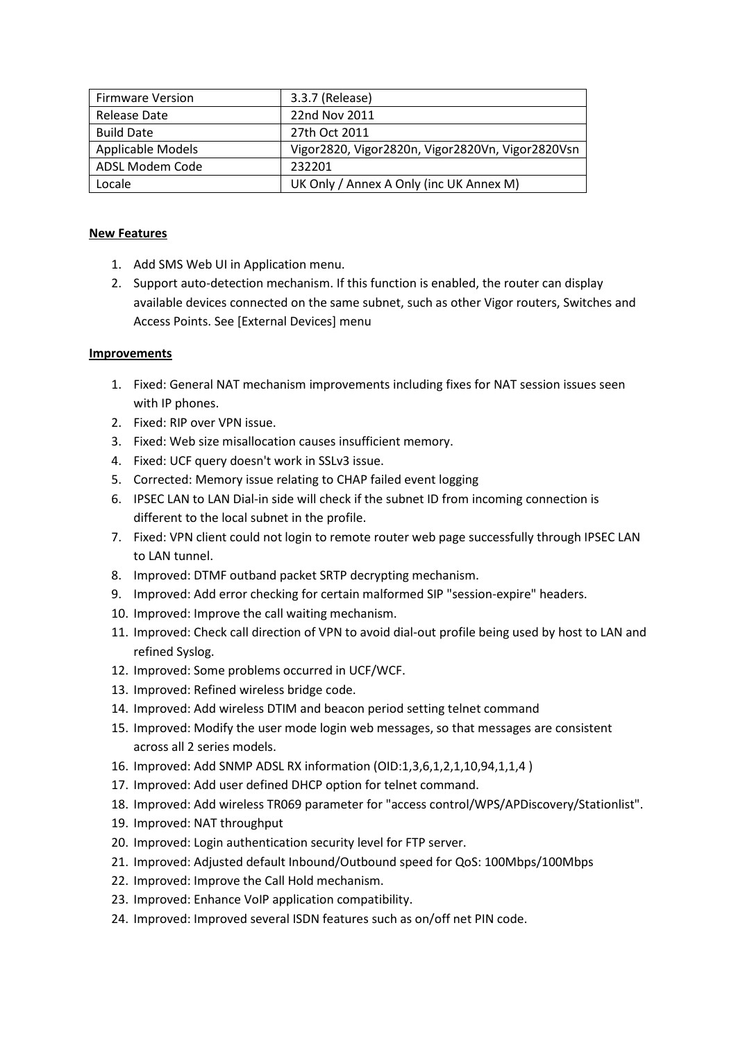| Firmware Version | 3.3.7 (Release) |
| --- | --- |
| Release Date | 22nd Nov 2011 |
| Build Date | 27th Oct 2011 |
| Applicable Models | Vigor2820, Vigor2820n, Vigor2820Vn, Vigor2820Vsn |
| ADSL Modem Code | 232201 |
| Locale | UK Only / Annex A Only (inc UK Annex M) |

**New Features**

1. Add SMS Web UI in Application menu.
2. Support auto-detection mechanism. If this function is enabled, the router can display available devices connected on the same subnet, such as other Vigor routers, Switches and Access Points. See [External Devices] menu

**Improvements**

1. Fixed: General NAT mechanism improvements including fixes for NAT session issues seen with IP phones.
2. Fixed: RIP over VPN issue.
3. Fixed: Web size misallocation causes insufficient memory.
4. Fixed: UCF query doesn't work in SSLv3 issue.
5. Corrected: Memory issue relating to CHAP failed event logging
6. IPSEC LAN to LAN Dial-in side will check if the subnet ID from incoming connection is different to the local subnet in the profile.
7. Fixed: VPN client could not login to remote router web page successfully through IPSEC LAN to LAN tunnel.
8. Improved: DTMF outband packet SRTP decrypting mechanism.
9. Improved: Add error checking for certain malformed SIP "session-expire" headers.
10. Improved: Improve the call waiting mechanism.
11. Improved: Check call direction of VPN to avoid dial-out profile being used by host to LAN and refined Syslog.
12. Improved: Some problems occurred in UCF/WCF.
13. Improved: Refined wireless bridge code.
14. Improved: Add wireless DTIM and beacon period setting telnet command
15. Improved: Modify the user mode login web messages, so that messages are consistent across all 2 series models.
16. Improved: Add SNMP ADSL RX information (OID:1,3,6,1,2,1,10,94,1,1,4 )
17. Improved: Add user defined DHCP option for telnet command.
18. Improved: Add wireless TR069 parameter for "access control/WPS/APDiscovery/Stationlist".
19. Improved: NAT throughput
20. Improved: Login authentication security level for FTP server.
21. Improved: Adjusted default Inbound/Outbound speed for QoS: 100Mbps/100Mbps
22. Improved: Improve the Call Hold mechanism.
23. Improved: Enhance VoIP application compatibility.
24. Improved: Improved several ISDN features such as on/off net PIN code.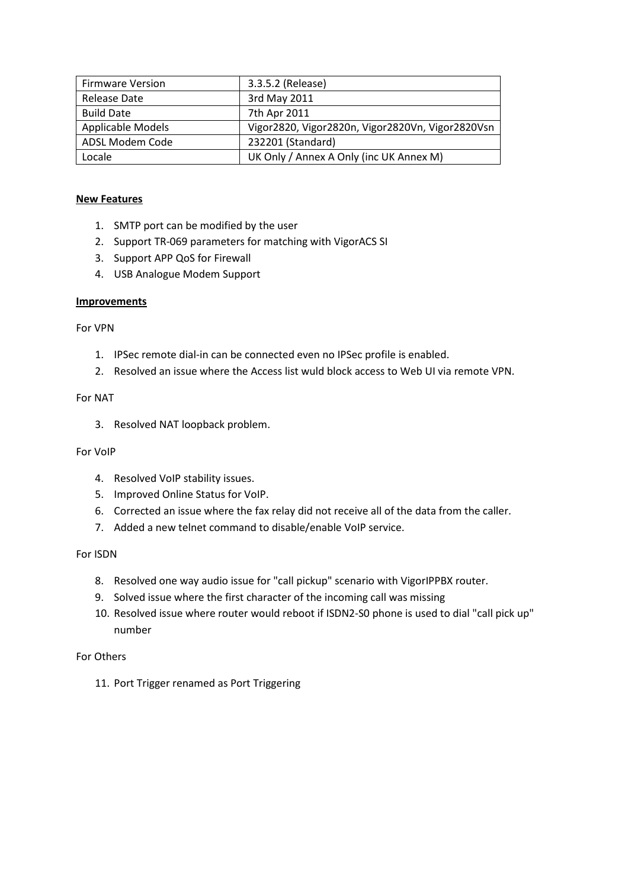| Firmware Version | 3.3.5.2 (Release) |
|---|---|
| Release Date | 3rd May 2011 |
| Build Date | 7th Apr 2011 |
| Applicable Models | Vigor2820, Vigor2820n, Vigor2820Vn, Vigor2820Vsn |
| ADSL Modem Code | 232201 (Standard) |
| Locale | UK Only / Annex A Only (inc UK Annex M) |

**New Features**

1. SMTP port can be modified by the user
2. Support TR-069 parameters for matching with VigorACS SI
3. Support APP QoS for Firewall
4. USB Analogue Modem Support

**Improvements**

For VPN

1. IPSec remote dial-in can be connected even no IPSec profile is enabled.
2. Resolved an issue where the Access list wuld block access to Web UI via remote VPN.

For NAT

3. Resolved NAT loopback problem.

For VoIP

4. Resolved VoIP stability issues.
5. Improved Online Status for VoIP.
6. Corrected an issue where the fax relay did not receive all of the data from the caller.
7. Added a new telnet command to disable/enable VoIP service.

For ISDN

8. Resolved one way audio issue for "call pickup" scenario with VigorIPPBX router.
9. Solved issue where the first character of the incoming call was missing
10. Resolved issue where router would reboot if ISDN2-S0 phone is used to dial "call pick up" number

For Others

11. Port Trigger renamed as Port Triggering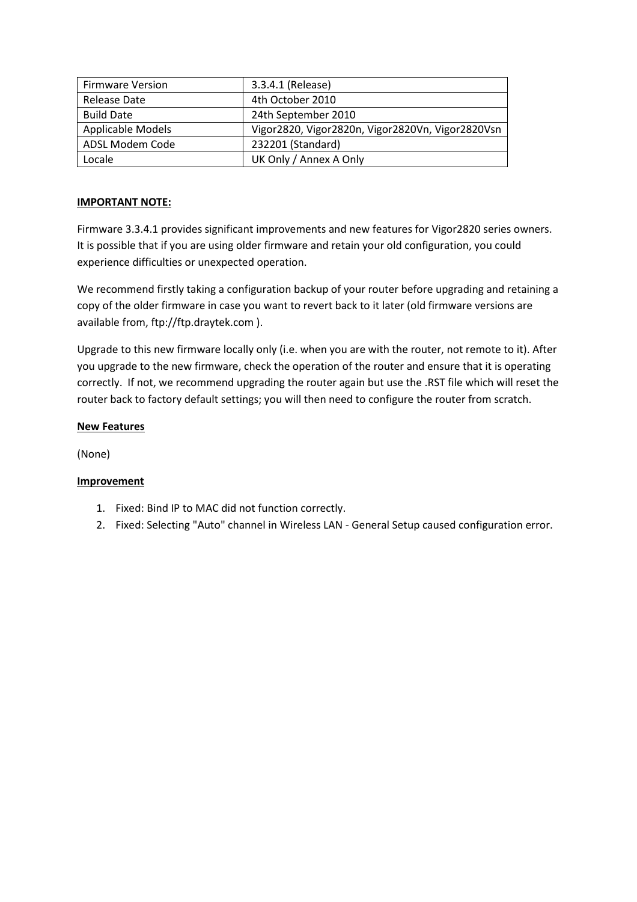| Firmware Version | 3.3.4.1 (Release) |
|---|---|
| Release Date | 4th October 2010 |
| Build Date | 24th September 2010 |
| Applicable Models | Vigor2820, Vigor2820n, Vigor2820Vn, Vigor2820Vsn |
| ADSL Modem Code | 232201 (Standard) |
| Locale | UK Only / Annex A Only |

**IMPORTANT NOTE:**

Firmware 3.3.4.1 provides significant improvements and new features for Vigor2820 series owners. It is possible that if you are using older firmware and retain your old configuration, you could experience difficulties or unexpected operation.

We recommend firstly taking a configuration backup of your router before upgrading and retaining a copy of the older firmware in case you want to revert back to it later (old firmware versions are available from, ftp://ftp.draytek.com ).

Upgrade to this new firmware locally only (i.e. when you are with the router, not remote to it). After you upgrade to the new firmware, check the operation of the router and ensure that it is operating correctly. If not, we recommend upgrading the router again but use the .RST file which will reset the router back to factory default settings; you will then need to configure the router from scratch.

**New Features**

(None)

**Improvement**

1. Fixed: Bind IP to MAC did not function correctly.
2. Fixed: Selecting "Auto" channel in Wireless LAN - General Setup caused configuration error.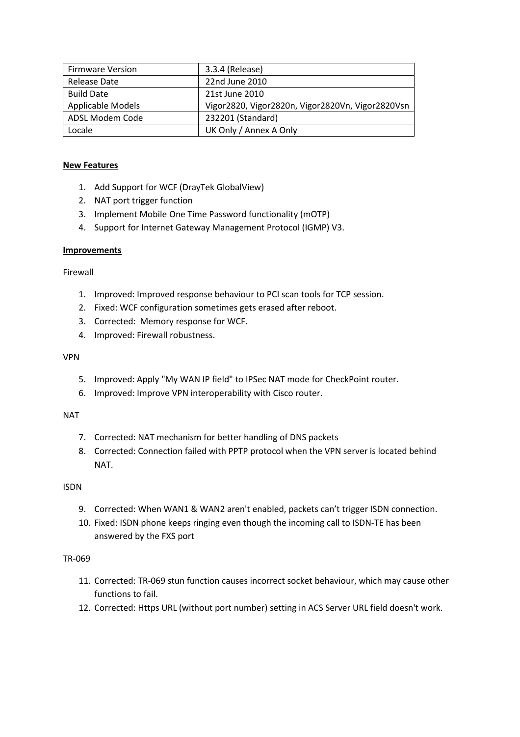| Firmware Version | 3.3.4 (Release) |
|---|---|
| Release Date | 22nd June 2010 |
| Build Date | 21st June 2010 |
| Applicable Models | Vigor2820, Vigor2820n, Vigor2820Vn, Vigor2820Vsn |
| ADSL Modem Code | 232201 (Standard) |
| Locale | UK Only / Annex A Only |

**New Features**

1. Add Support for WCF (DrayTek GlobalView)
2. NAT port trigger function
3. Implement Mobile One Time Password functionality (mOTP)
4. Support for Internet Gateway Management Protocol (IGMP) V3.

**Improvements**

Firewall

1. Improved: Improved response behaviour to PCI scan tools for TCP session.
2. Fixed: WCF configuration sometimes gets erased after reboot.
3. Corrected: Memory response for WCF.
4. Improved: Firewall robustness.

VPN

5. Improved: Apply "My WAN IP field" to IPSec NAT mode for CheckPoint router.
6. Improved: Improve VPN interoperability with Cisco router.

NAT

7. Corrected: NAT mechanism for better handling of DNS packets
8. Corrected: Connection failed with PPTP protocol when the VPN server is located behind NAT.

ISDN

9. Corrected: When WAN1 & WAN2 aren't enabled, packets can't trigger ISDN connection.
10. Fixed: ISDN phone keeps ringing even though the incoming call to ISDN-TE has been answered by the FXS port

TR-069

11. Corrected: TR-069 stun function causes incorrect socket behaviour, which may cause other functions to fail.
12. Corrected: Https URL (without port number) setting in ACS Server URL field doesn't work.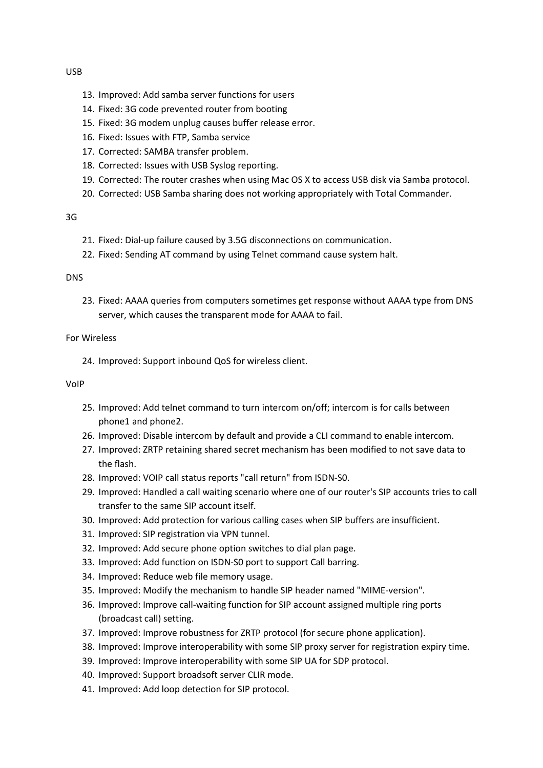USB

13. Improved: Add samba server functions for users
14. Fixed: 3G code prevented router from booting
15. Fixed: 3G modem unplug causes buffer release error.
16. Fixed: Issues with FTP, Samba service
17. Corrected: SAMBA transfer problem.
18. Corrected: Issues with USB Syslog reporting.
19. Corrected: The router crashes when using Mac OS X to access USB disk via Samba protocol.
20. Corrected: USB Samba sharing does not working appropriately with Total Commander.

3G

21. Fixed: Dial-up failure caused by 3.5G disconnections on communication.
22. Fixed: Sending AT command by using Telnet command cause system halt.

DNS

23. Fixed: AAAA queries from computers sometimes get response without AAAA type from DNS server, which causes the transparent mode for AAAA to fail.

For Wireless

24. Improved: Support inbound QoS for wireless client.

VoIP

25. Improved: Add telnet command to turn intercom on/off; intercom is for calls between phone1 and phone2.
26. Improved: Disable intercom by default and provide a CLI command to enable intercom.
27. Improved: ZRTP retaining shared secret mechanism has been modified to not save data to the flash.
28. Improved: VOIP call status reports "call return" from ISDN-S0.
29. Improved: Handled a call waiting scenario where one of our router's SIP accounts tries to call transfer to the same SIP account itself.
30. Improved: Add protection for various calling cases when SIP buffers are insufficient.
31. Improved: SIP registration via VPN tunnel.
32. Improved: Add secure phone option switches to dial plan page.
33. Improved: Add function on ISDN-S0 port to support Call barring.
34. Improved: Reduce web file memory usage.
35. Improved: Modify the mechanism to handle SIP header named "MIME-version".
36. Improved: Improve call-waiting function for SIP account assigned multiple ring ports (broadcast call) setting.
37. Improved: Improve robustness for ZRTP protocol (for secure phone application).
38. Improved: Improve interoperability with some SIP proxy server for registration expiry time.
39. Improved: Improve interoperability with some SIP UA for SDP protocol.
40. Improved: Support broadsoft server CLIR mode.
41. Improved: Add loop detection for SIP protocol.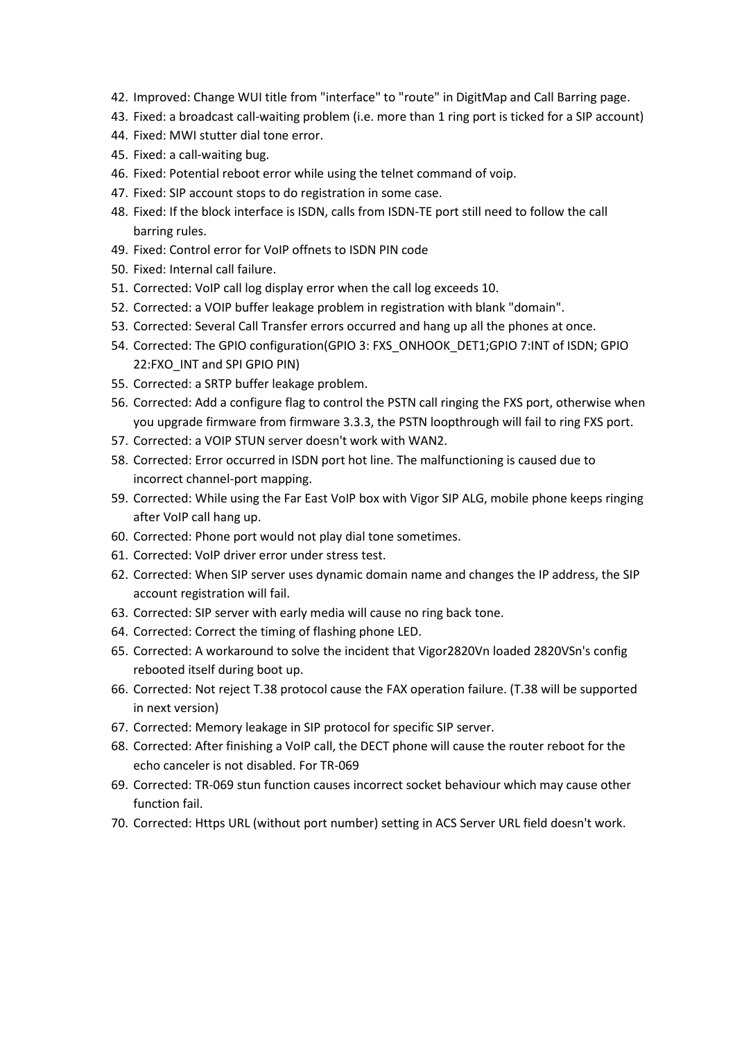42. Improved: Change WUI title from "interface" to "route" in DigitMap and Call Barring page.
43. Fixed: a broadcast call-waiting problem (i.e. more than 1 ring port is ticked for a SIP account)
44. Fixed: MWI stutter dial tone error.
45. Fixed: a call-waiting bug.
46. Fixed: Potential reboot error while using the telnet command of voip.
47. Fixed: SIP account stops to do registration in some case.
48. Fixed: If the block interface is ISDN, calls from ISDN-TE port still need to follow the call barring rules.
49. Fixed: Control error for VoIP offnets to ISDN PIN code
50. Fixed: Internal call failure.
51. Corrected: VoIP call log display error when the call log exceeds 10.
52. Corrected: a VOIP buffer leakage problem in registration with blank "domain".
53. Corrected: Several Call Transfer errors occurred and hang up all the phones at once.
54. Corrected: The GPIO configuration(GPIO 3: FXS_ONHOOK_DET1;GPIO 7:INT of ISDN; GPIO 22:FXO_INT and SPI GPIO PIN)
55. Corrected: a SRTP buffer leakage problem.
56. Corrected: Add a configure flag to control the PSTN call ringing the FXS port, otherwise when you upgrade firmware from firmware 3.3.3, the PSTN loopthrough will fail to ring FXS port.
57. Corrected: a VOIP STUN server doesn't work with WAN2.
58. Corrected: Error occurred in ISDN port hot line. The malfunctioning is caused due to incorrect channel-port mapping.
59. Corrected: While using the Far East VoIP box with Vigor SIP ALG, mobile phone keeps ringing after VoIP call hang up.
60. Corrected: Phone port would not play dial tone sometimes.
61. Corrected: VoIP driver error under stress test.
62. Corrected: When SIP server uses dynamic domain name and changes the IP address, the SIP account registration will fail.
63. Corrected: SIP server with early media will cause no ring back tone.
64. Corrected: Correct the timing of flashing phone LED.
65. Corrected: A workaround to solve the incident that Vigor2820Vn loaded 2820VSn's config rebooted itself during boot up.
66. Corrected: Not reject T.38 protocol cause the FAX operation failure. (T.38 will be supported in next version)
67. Corrected: Memory leakage in SIP protocol for specific SIP server.
68. Corrected: After finishing a VoIP call, the DECT phone will cause the router reboot for the echo canceler is not disabled. For TR-069
69. Corrected: TR-069 stun function causes incorrect socket behaviour which may cause other function fail.
70. Corrected: Https URL (without port number) setting in ACS Server URL field doesn't work.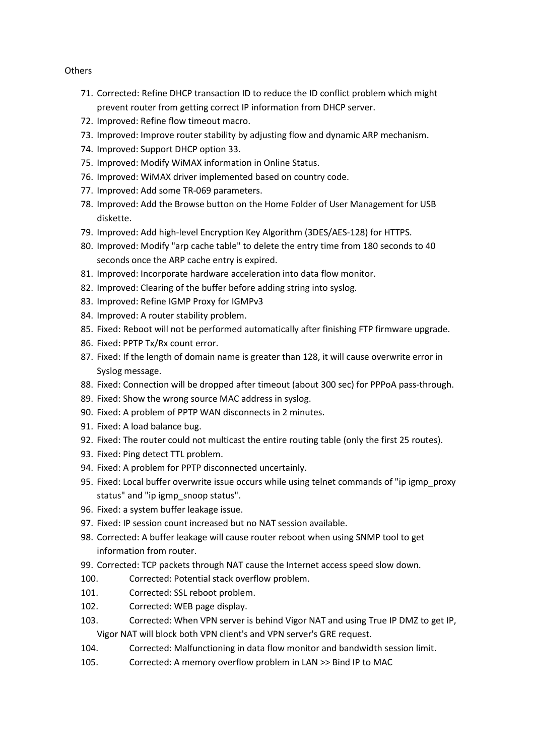Others

71. Corrected: Refine DHCP transaction ID to reduce the ID conflict problem which might prevent router from getting correct IP information from DHCP server.
72. Improved: Refine flow timeout macro.
73. Improved: Improve router stability by adjusting flow and dynamic ARP mechanism.
74. Improved: Support DHCP option 33.
75. Improved: Modify WiMAX information in Online Status.
76. Improved: WiMAX driver implemented based on country code.
77. Improved: Add some TR-069 parameters.
78. Improved: Add the Browse button on the Home Folder of User Management for USB diskette.
79. Improved: Add high-level Encryption Key Algorithm (3DES/AES-128) for HTTPS.
80. Improved: Modify "arp cache table" to delete the entry time from 180 seconds to 40 seconds once the ARP cache entry is expired.
81. Improved: Incorporate hardware acceleration into data flow monitor.
82. Improved: Clearing of the buffer before adding string into syslog.
83. Improved: Refine IGMP Proxy for IGMPv3
84. Improved: A router stability problem.
85. Fixed: Reboot will not be performed automatically after finishing FTP firmware upgrade.
86. Fixed: PPTP Tx/Rx count error.
87. Fixed: If the length of domain name is greater than 128, it will cause overwrite error in Syslog message.
88. Fixed: Connection will be dropped after timeout (about 300 sec) for PPPoA pass-through.
89. Fixed: Show the wrong source MAC address in syslog.
90. Fixed: A problem of PPTP WAN disconnects in 2 minutes.
91. Fixed: A load balance bug.
92. Fixed: The router could not multicast the entire routing table (only the first 25 routes).
93. Fixed: Ping detect TTL problem.
94. Fixed: A problem for PPTP disconnected uncertainly.
95. Fixed: Local buffer overwrite issue occurs while using telnet commands of "ip igmp_proxy status" and "ip igmp_snoop status".
96. Fixed: a system buffer leakage issue.
97. Fixed: IP session count increased but no NAT session available.
98. Corrected: A buffer leakage will cause router reboot when using SNMP tool to get information from router.
99. Corrected: TCP packets through NAT cause the Internet access speed slow down.
100. Corrected: Potential stack overflow problem.
101. Corrected: SSL reboot problem.
102. Corrected: WEB page display.
103. Corrected: When VPN server is behind Vigor NAT and using True IP DMZ to get IP, Vigor NAT will block both VPN client's and VPN server's GRE request.
104. Corrected: Malfunctioning in data flow monitor and bandwidth session limit.
105. Corrected: A memory overflow problem in LAN >> Bind IP to MAC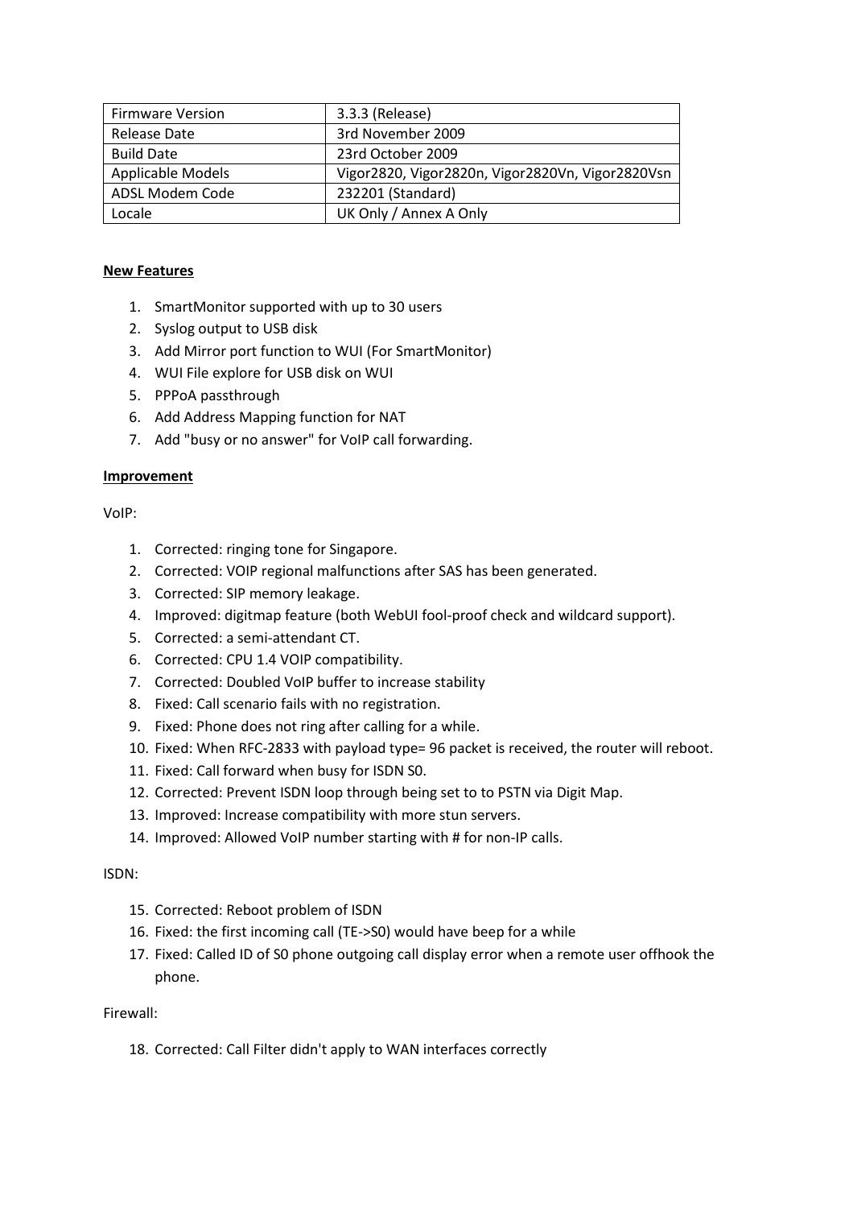| Firmware Version | 3.3.3 (Release) |
| --- | --- |
| Release Date | 3rd November 2009 |
| Build Date | 23rd October 2009 |
| Applicable Models | Vigor2820, Vigor2820n, Vigor2820Vn, Vigor2820Vsn |
| ADSL Modem Code | 232201 (Standard) |
| Locale | UK Only / Annex A Only |

**New Features**

1. SmartMonitor supported with up to 30 users
2. Syslog output to USB disk
3. Add Mirror port function to WUI (For SmartMonitor)
4. WUI File explore for USB disk on WUI
5. PPPoA passthrough
6. Add Address Mapping function for NAT
7. Add "busy or no answer" for VoIP call forwarding.

**Improvement**

VoIP:

1. Corrected: ringing tone for Singapore.
2. Corrected: VOIP regional malfunctions after SAS has been generated.
3. Corrected: SIP memory leakage.
4. Improved: digitmap feature (both WebUI fool-proof check and wildcard support).
5. Corrected: a semi-attendant CT.
6. Corrected: CPU 1.4 VOIP compatibility.
7. Corrected: Doubled VoIP buffer to increase stability
8. Fixed: Call scenario fails with no registration.
9. Fixed: Phone does not ring after calling for a while.
10. Fixed: When RFC-2833 with payload type= 96 packet is received, the router will reboot.
11. Fixed: Call forward when busy for ISDN S0.
12. Corrected: Prevent ISDN loop through being set to to PSTN via Digit Map.
13. Improved: Increase compatibility with more stun servers.
14. Improved: Allowed VoIP number starting with # for non-IP calls.

ISDN:

15. Corrected: Reboot problem of ISDN
16. Fixed: the first incoming call (TE->S0) would have beep for a while
17. Fixed: Called ID of S0 phone outgoing call display error when a remote user offhook the phone.

Firewall:

18. Corrected: Call Filter didn't apply to WAN interfaces correctly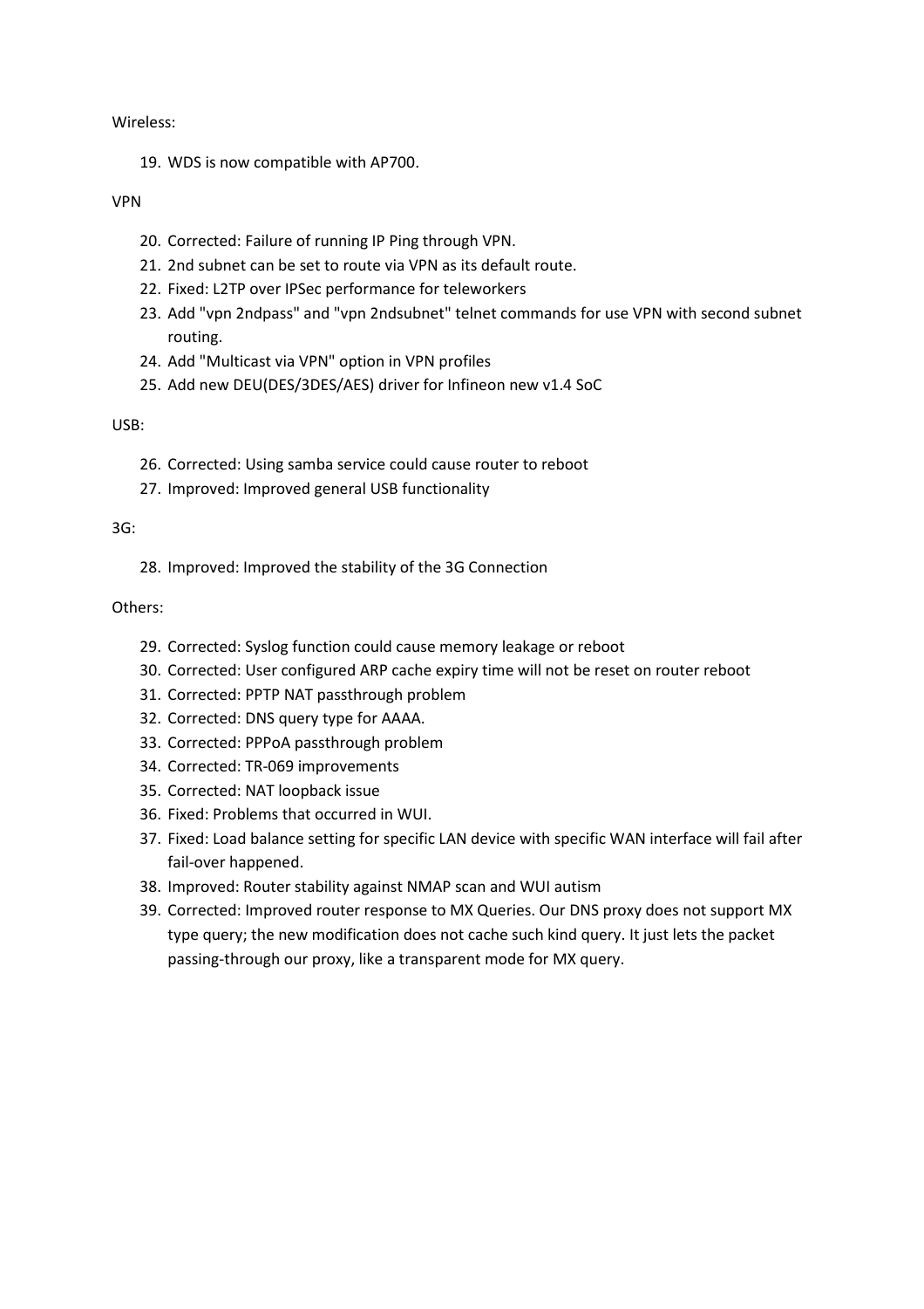Wireless:

19. WDS is now compatible with AP700.

VPN

20. Corrected: Failure of running IP Ping through VPN.
21. 2nd subnet can be set to route via VPN as its default route.
22. Fixed: L2TP over IPSec performance for teleworkers
23. Add "vpn 2ndpass" and "vpn 2ndsubnet" telnet commands for use VPN with second subnet routing.
24. Add "Multicast via VPN" option in VPN profiles
25. Add new DEU(DES/3DES/AES) driver for Infineon new v1.4 SoC

USB:

26. Corrected: Using samba service could cause router to reboot
27. Improved: Improved general USB functionality

3G:

28. Improved: Improved the stability of the 3G Connection

Others:

29. Corrected: Syslog function could cause memory leakage or reboot
30. Corrected: User configured ARP cache expiry time will not be reset on router reboot
31. Corrected: PPTP NAT passthrough problem
32. Corrected: DNS query type for AAAA.
33. Corrected: PPPoA passthrough problem
34. Corrected: TR-069 improvements
35. Corrected: NAT loopback issue
36. Fixed: Problems that occurred in WUI.
37. Fixed: Load balance setting for specific LAN device with specific WAN interface will fail after fail-over happened.
38. Improved: Router stability against NMAP scan and WUI autism
39. Corrected: Improved router response to MX Queries. Our DNS proxy does not support MX type query; the new modification does not cache such kind query. It just lets the packet passing-through our proxy, like a transparent mode for MX query.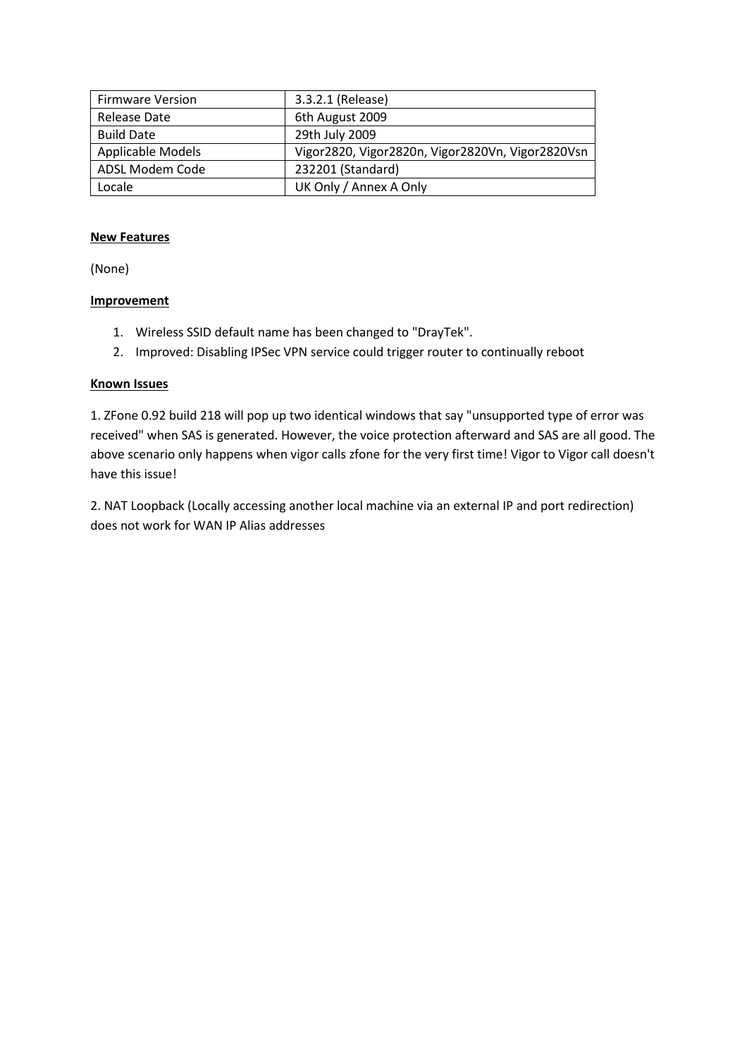| Firmware Version | 3.3.2.1 (Release) |
| --- | --- |
| Release Date | 6th August 2009 |
| Build Date | 29th July 2009 |
| Applicable Models | Vigor2820, Vigor2820n, Vigor2820Vn, Vigor2820Vsn |
| ADSL Modem Code | 232201 (Standard) |
| Locale | UK Only / Annex A Only |

**New Features**

(None)

**Improvement**

1. Wireless SSID default name has been changed to "DrayTek".
2. Improved: Disabling IPSec VPN service could trigger router to continually reboot

**Known Issues**

1. ZFone 0.92 build 218 will pop up two identical windows that say "unsupported type of error was received" when SAS is generated. However, the voice protection afterward and SAS are all good. The above scenario only happens when vigor calls zfone for the very first time! Vigor to Vigor call doesn't have this issue!

2. NAT Loopback (Locally accessing another local machine via an external IP and port redirection) does not work for WAN IP Alias addresses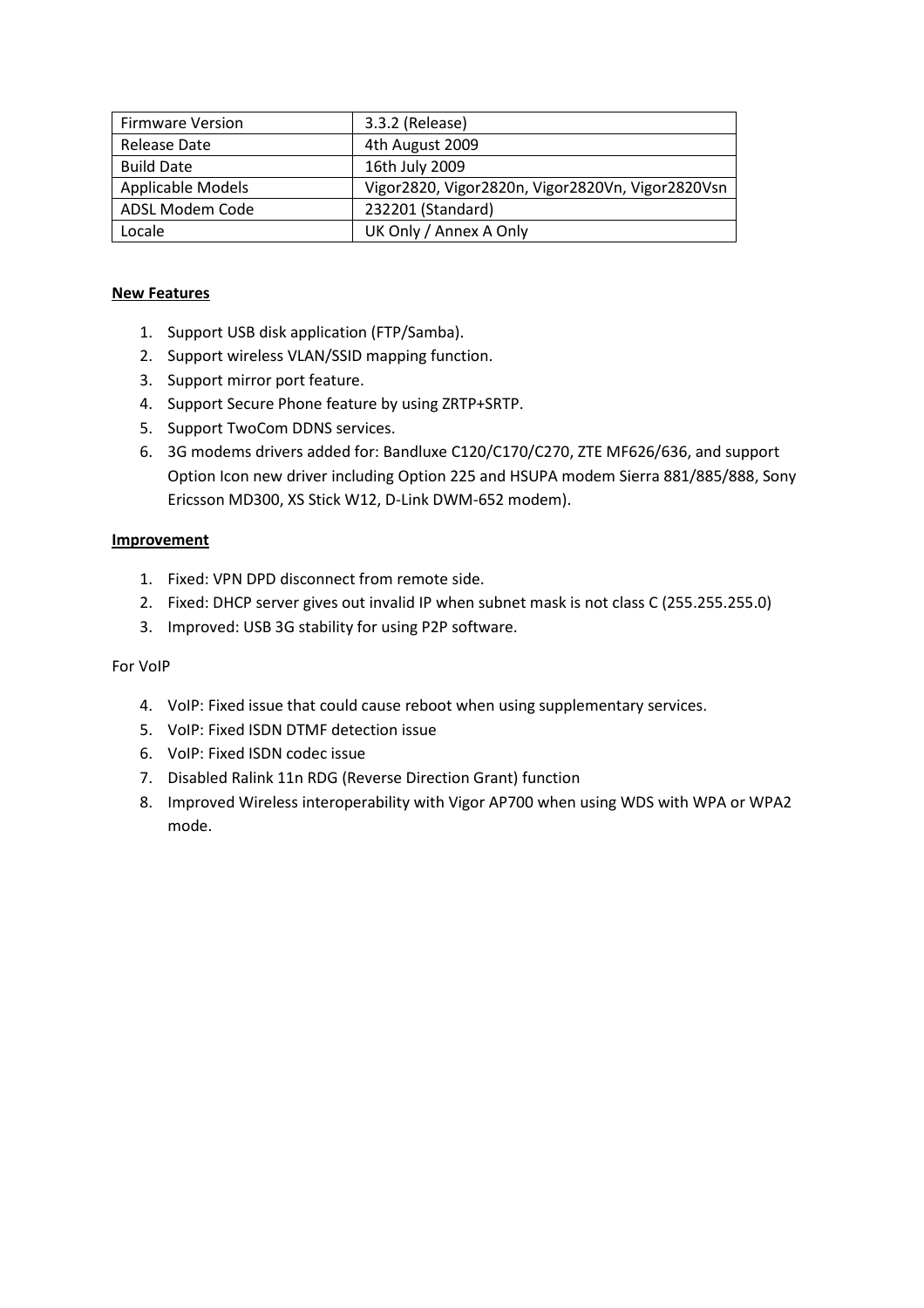| Firmware Version | 3.3.2 (Release) |
| --- | --- |
| Release Date | 4th August 2009 |
| Build Date | 16th July 2009 |
| Applicable Models | Vigor2820, Vigor2820n, Vigor2820Vn, Vigor2820Vsn |
| ADSL Modem Code | 232201 (Standard) |
| Locale | UK Only / Annex A Only |

**New Features**

1. Support USB disk application (FTP/Samba).
2. Support wireless VLAN/SSID mapping function.
3. Support mirror port feature.
4. Support Secure Phone feature by using ZRTP+SRTP.
5. Support TwoCom DDNS services.
6. 3G modems drivers added for: Bandluxe C120/C170/C270, ZTE MF626/636, and support Option Icon new driver including Option 225 and HSUPA modem Sierra 881/885/888, Sony Ericsson MD300, XS Stick W12, D-Link DWM-652 modem).

**Improvement**

1. Fixed: VPN DPD disconnect from remote side.
2. Fixed: DHCP server gives out invalid IP when subnet mask is not class C (255.255.255.0)
3. Improved: USB 3G stability for using P2P software.

For VoIP

4. VoIP: Fixed issue that could cause reboot when using supplementary services.
5. VoIP: Fixed ISDN DTMF detection issue
6. VoIP: Fixed ISDN codec issue
7. Disabled Ralink 11n RDG (Reverse Direction Grant) function
8. Improved Wireless interoperability with Vigor AP700 when using WDS with WPA or WPA2 mode.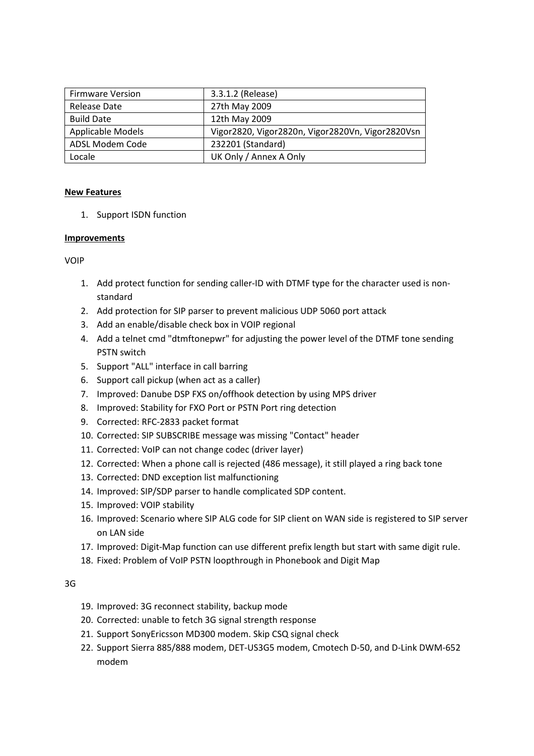| Firmware Version | 3.3.1.2 (Release) |
|---|---|
| Release Date | 27th May 2009 |
| Build Date | 12th May 2009 |
| Applicable Models | Vigor2820, Vigor2820n, Vigor2820Vn, Vigor2820Vsn |
| ADSL Modem Code | 232201 (Standard) |
| Locale | UK Only / Annex A Only |

**New Features**

1. Support ISDN function

**Improvements**

VOIP

1. Add protect function for sending caller-ID with DTMF type for the character used is non-standard
2. Add protection for SIP parser to prevent malicious UDP 5060 port attack
3. Add an enable/disable check box in VOIP regional
4. Add a telnet cmd "dtmftonepwr" for adjusting the power level of the DTMF tone sending PSTN switch
5. Support "ALL" interface in call barring
6. Support call pickup (when act as a caller)
7. Improved: Danube DSP FXS on/offhook detection by using MPS driver
8. Improved: Stability for FXO Port or PSTN Port ring detection
9. Corrected: RFC-2833 packet format
10. Corrected: SIP SUBSCRIBE message was missing "Contact" header
11. Corrected: VoIP can not change codec (driver layer)
12. Corrected: When a phone call is rejected (486 message), it still played a ring back tone
13. Corrected: DND exception list malfunctioning
14. Improved: SIP/SDP parser to handle complicated SDP content.
15. Improved: VOIP stability
16. Improved: Scenario where SIP ALG code for SIP client on WAN side is registered to SIP server on LAN side
17. Improved: Digit-Map function can use different prefix length but start with same digit rule.
18. Fixed: Problem of VoIP PSTN loopthrough in Phonebook and Digit Map

3G

19. Improved: 3G reconnect stability, backup mode
20. Corrected: unable to fetch 3G signal strength response
21. Support SonyEricsson MD300 modem. Skip CSQ signal check
22. Support Sierra 885/888 modem, DET-US3G5 modem, Cmotech D-50, and D-Link DWM-652 modem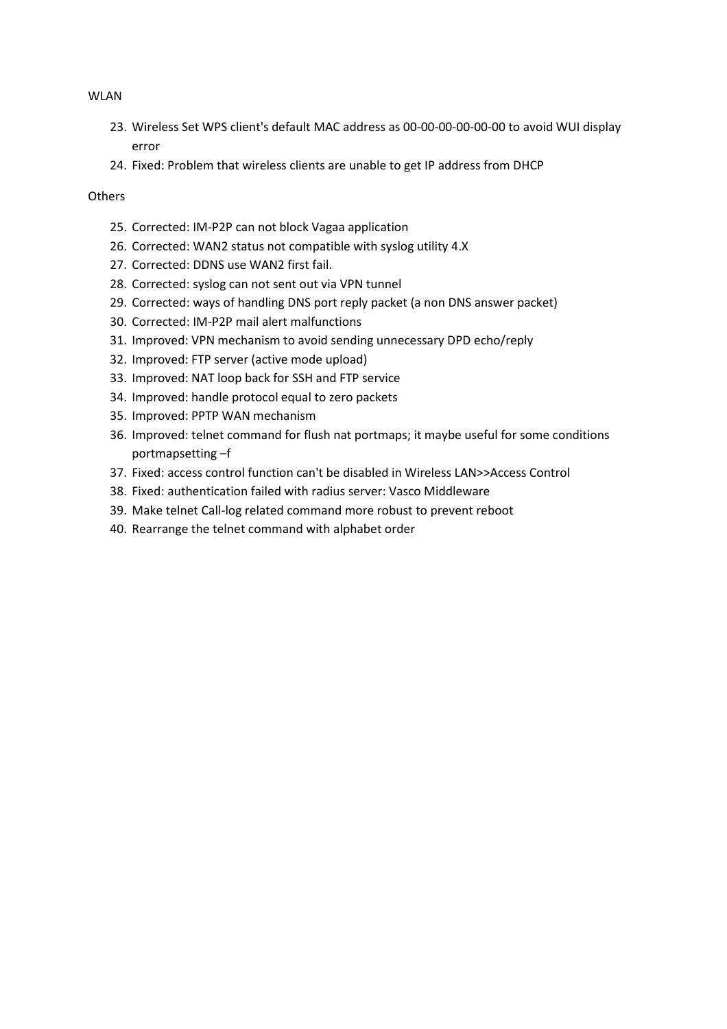WLAN

23. Wireless Set WPS client's default MAC address as 00-00-00-00-00-00 to avoid WUI display error
24. Fixed: Problem that wireless clients are unable to get IP address from DHCP

Others

25. Corrected: IM-P2P can not block Vagaa application
26. Corrected: WAN2 status not compatible with syslog utility 4.X
27. Corrected: DDNS use WAN2 first fail.
28. Corrected: syslog can not sent out via VPN tunnel
29. Corrected: ways of handling DNS port reply packet (a non DNS answer packet)
30. Corrected: IM-P2P mail alert malfunctions
31. Improved: VPN mechanism to avoid sending unnecessary DPD echo/reply
32. Improved: FTP server (active mode upload)
33. Improved: NAT loop back for SSH and FTP service
34. Improved: handle protocol equal to zero packets
35. Improved: PPTP WAN mechanism
36. Improved: telnet command for flush nat portmaps; it maybe useful for some conditions portmapsetting –f
37. Fixed: access control function can't be disabled in Wireless LAN>>Access Control
38. Fixed: authentication failed with radius server: Vasco Middleware
39. Make telnet Call-log related command more robust to prevent reboot
40. Rearrange the telnet command with alphabet order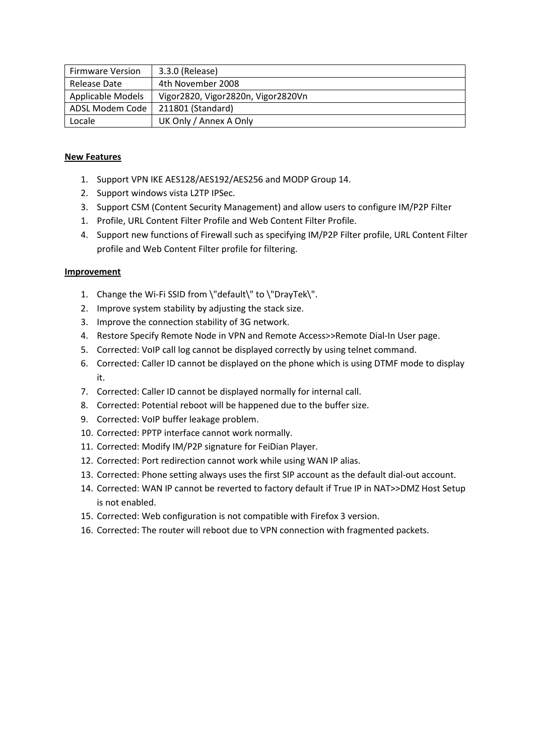| Firmware Version | 3.3.0 (Release) |
|---|---|
| Release Date | 4th November 2008 |
| Applicable Models | Vigor2820, Vigor2820n, Vigor2820Vn |
| ADSL Modem Code | 211801 (Standard) |
| Locale | UK Only / Annex A Only |

**New Features**

1. Support VPN IKE AES128/AES192/AES256 and MODP Group 14.
2. Support windows vista L2TP IPSec.
3. Support CSM (Content Security Management) and allow users to configure IM/P2P Filter
1. Profile, URL Content Filter Profile and Web Content Filter Profile.
4. Support new functions of Firewall such as specifying IM/P2P Filter profile, URL Content Filter profile and Web Content Filter profile for filtering.

**Improvement**

1. Change the Wi-Fi SSID from \"default\" to \"DrayTek\".
2. Improve system stability by adjusting the stack size.
3. Improve the connection stability of 3G network.
4. Restore Specify Remote Node in VPN and Remote Access>>Remote Dial-In User page.
5. Corrected: VoIP call log cannot be displayed correctly by using telnet command.
6. Corrected: Caller ID cannot be displayed on the phone which is using DTMF mode to display it.
7. Corrected: Caller ID cannot be displayed normally for internal call.
8. Corrected: Potential reboot will be happened due to the buffer size.
9. Corrected: VoIP buffer leakage problem.
10. Corrected: PPTP interface cannot work normally.
11. Corrected: Modify IM/P2P signature for FeiDian Player.
12. Corrected: Port redirection cannot work while using WAN IP alias.
13. Corrected: Phone setting always uses the first SIP account as the default dial-out account.
14. Corrected: WAN IP cannot be reverted to factory default if True IP in NAT>>DMZ Host Setup is not enabled.
15. Corrected: Web configuration is not compatible with Firefox 3 version.
16. Corrected: The router will reboot due to VPN connection with fragmented packets.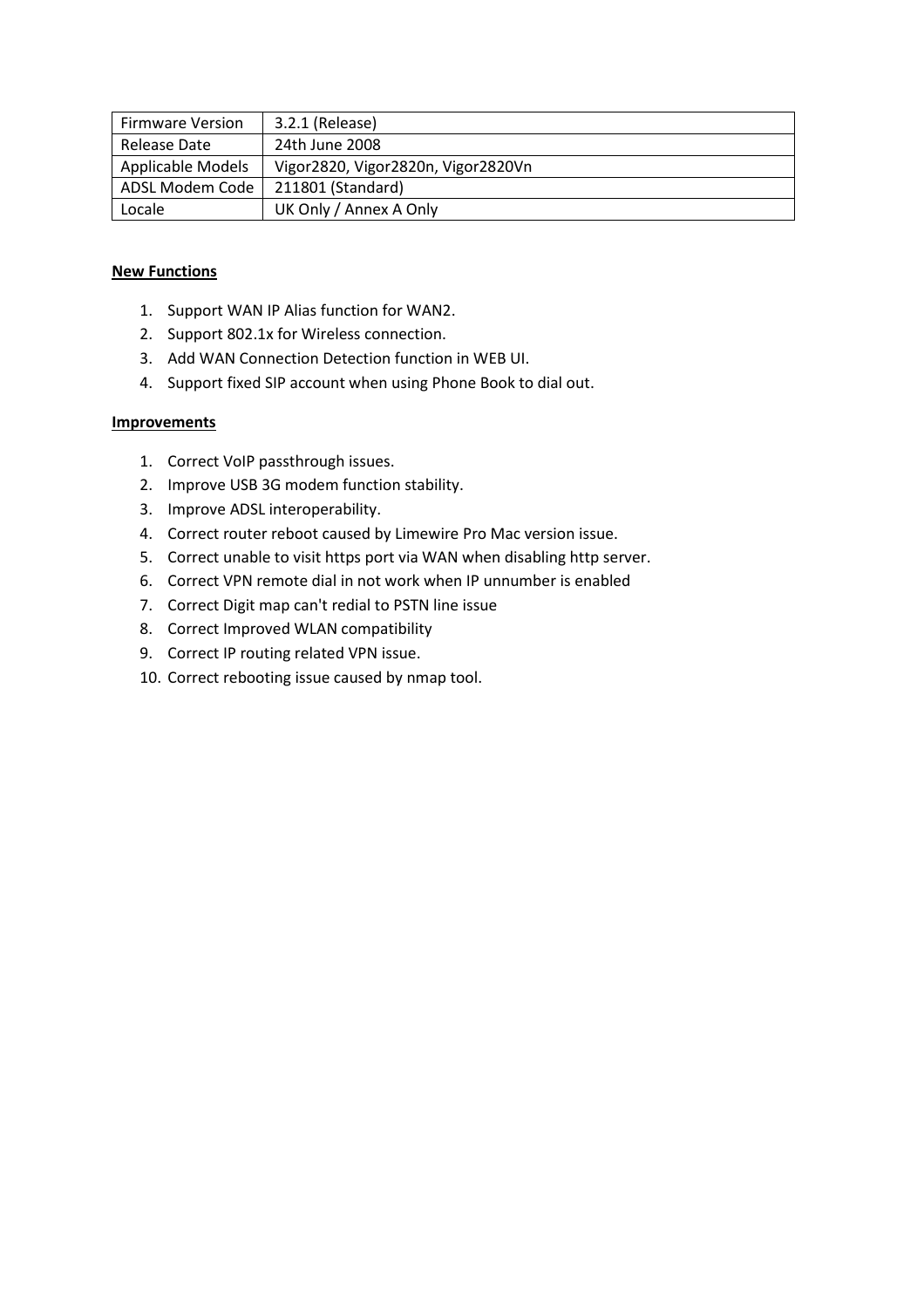| Firmware Version | 3.2.1 (Release) |
|---|---|
| Release Date | 24th June 2008 |
| Applicable Models | Vigor2820, Vigor2820n, Vigor2820Vn |
| ADSL Modem Code | 211801 (Standard) |
| Locale | UK Only / Annex A Only |

**New Functions**

1. Support WAN IP Alias function for WAN2.
2. Support 802.1x for Wireless connection.
3. Add WAN Connection Detection function in WEB UI.
4. Support fixed SIP account when using Phone Book to dial out.

**Improvements**

1. Correct VoIP passthrough issues.
2. Improve USB 3G modem function stability.
3. Improve ADSL interoperability.
4. Correct router reboot caused by Limewire Pro Mac version issue.
5. Correct unable to visit https port via WAN when disabling http server.
6. Correct VPN remote dial in not work when IP unnumber is enabled
7. Correct Digit map can't redial to PSTN line issue
8. Correct Improved WLAN compatibility
9. Correct IP routing related VPN issue.
10. Correct rebooting issue caused by nmap tool.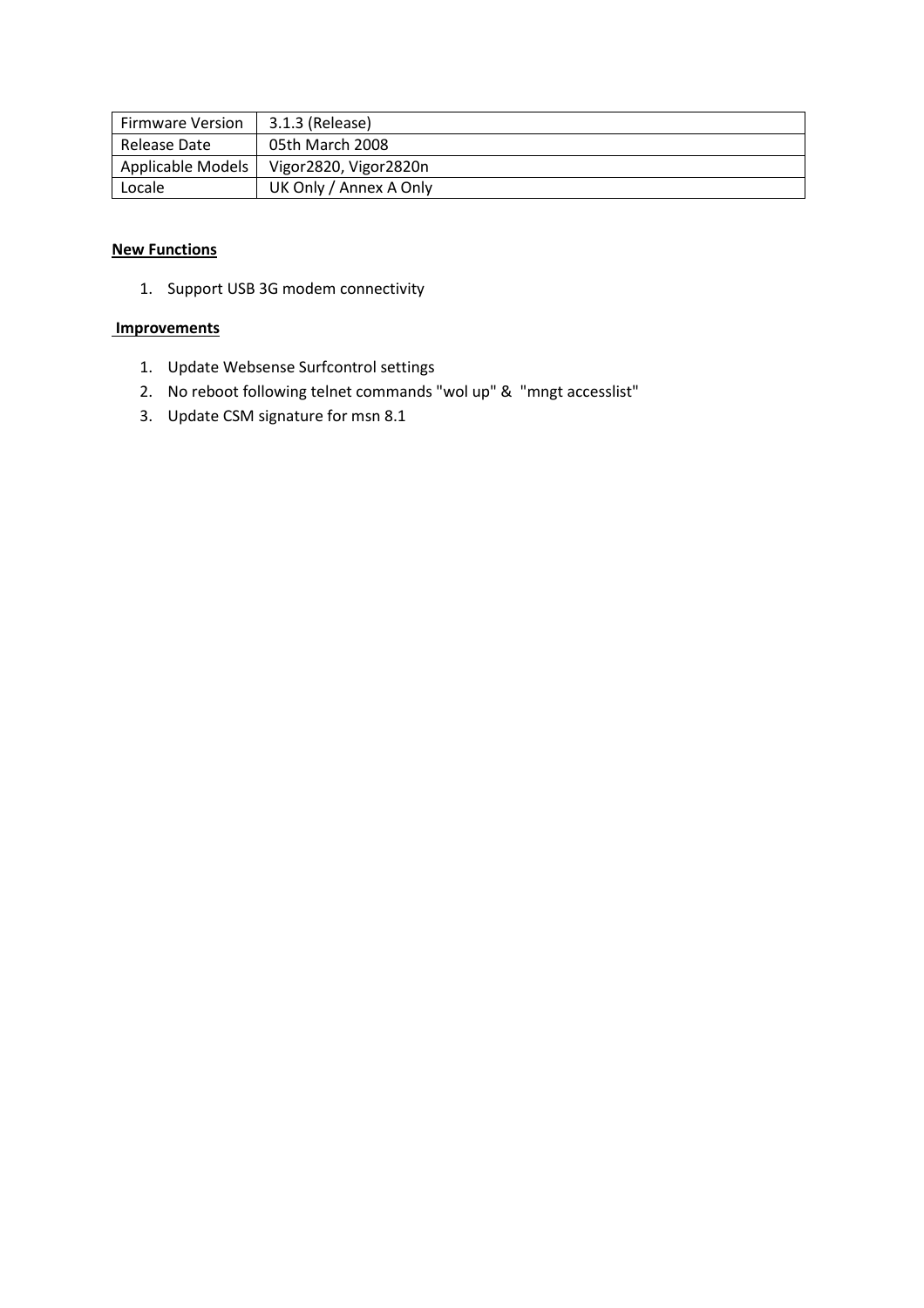| Firmware Version | 3.1.3 (Release) |
|---|---|
| Release Date | 05th March 2008 |
| Applicable Models | Vigor2820, Vigor2820n |
| Locale | UK Only / Annex A Only |

**New Functions**

1. Support USB 3G modem connectivity

**Improvements**

1. Update Websense Surfcontrol settings
2. No reboot following telnet commands "wol up" & "mngt accesslist"
3. Update CSM signature for msn 8.1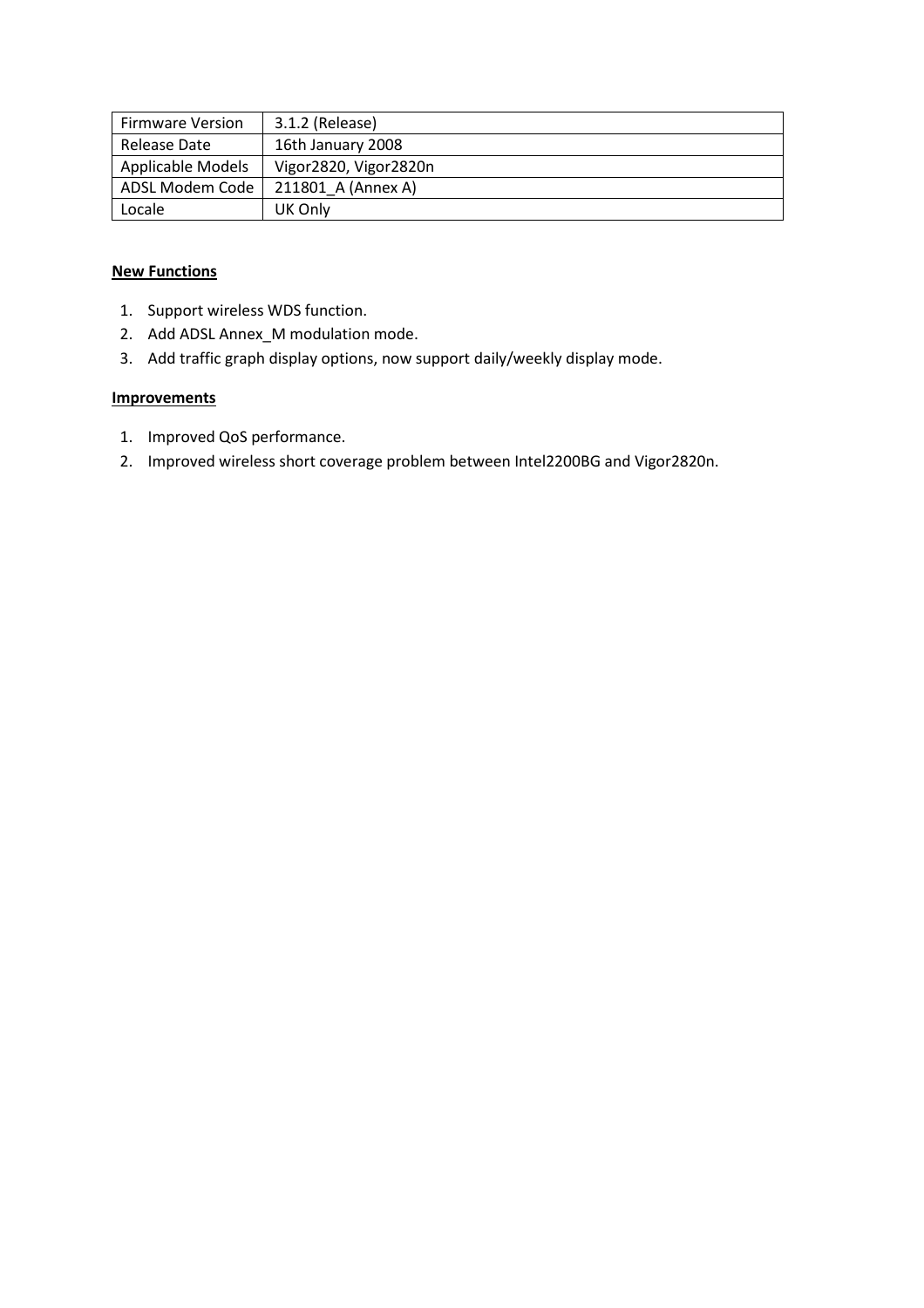| Firmware Version | 3.1.2 (Release) |
|---|---|
| Release Date | 16th January 2008 |
| Applicable Models | Vigor2820, Vigor2820n |
| ADSL Modem Code | 211801_A (Annex A) |
| Locale | UK Only |

**New Functions**

1. Support wireless WDS function.
2. Add ADSL Annex_M modulation mode.
3. Add traffic graph display options, now support daily/weekly display mode.

**Improvements**

1. Improved QoS performance.
2. Improved wireless short coverage problem between Intel2200BG and Vigor2820n.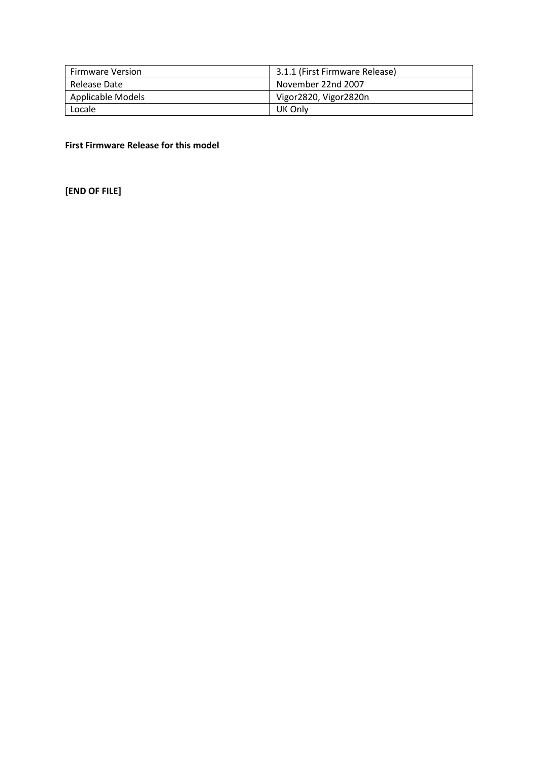| | |
|---|---|
| Firmware Version | 3.1.1 (First Firmware Release) |
| Release Date | November 22nd 2007 |
| Applicable Models | Vigor2820, Vigor2820n |
| Locale | UK Only |

**First Firmware Release for this model**

**[END OF FILE]**